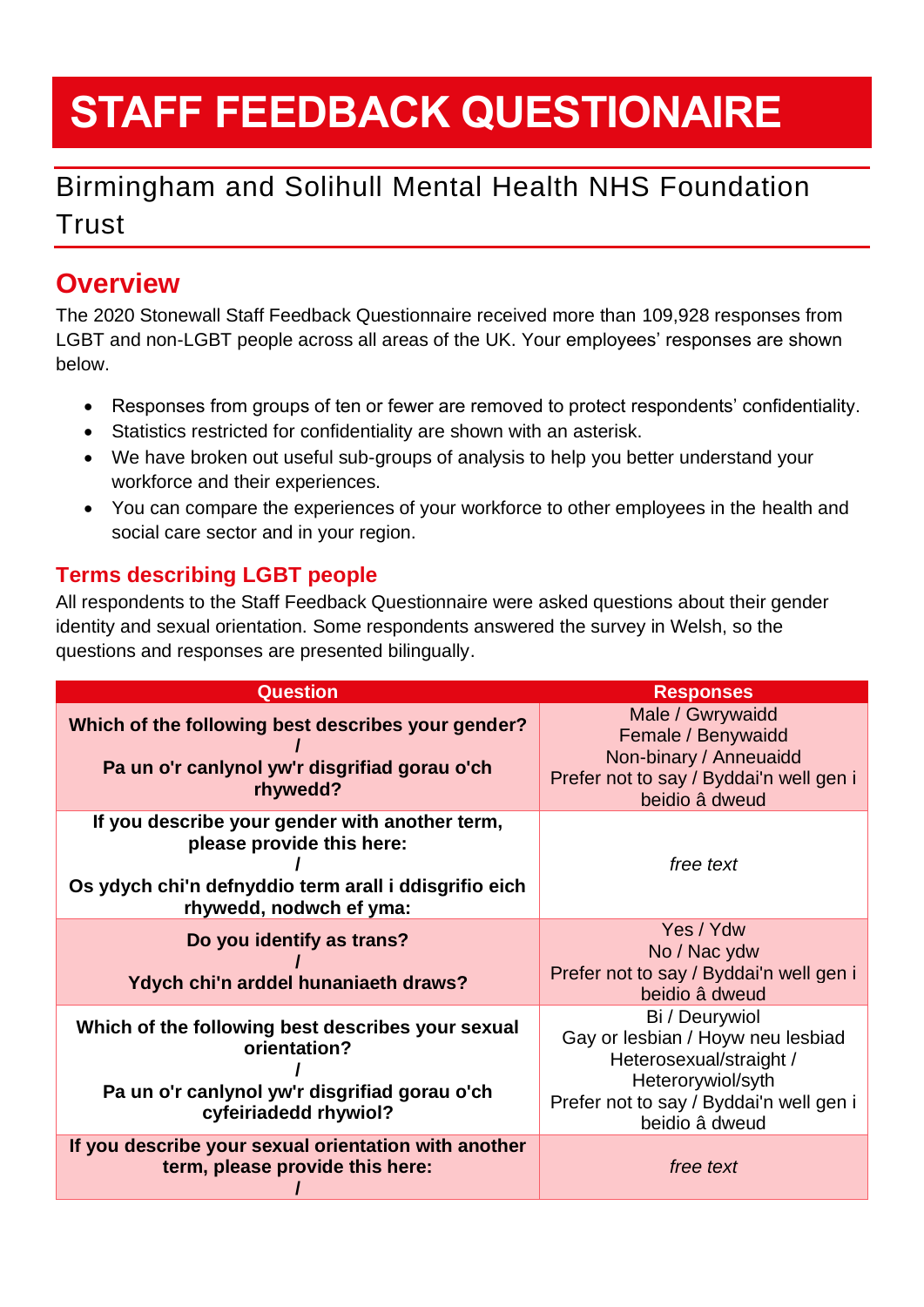# STAFF FEEDBACK QUESTIONAIRE

## Birmingham and Solihull Mental Health NHS Foundation Trust

## Overview

The 2020 Stonewall Staff Feedback Questionnaire received more than 109,928 responses from LGBT and non-LGBT people across all areas of the UK. Your employees' responses are shown below.

- Responses from groups of ten or fewer are removed to protect respondents' confidentiality.
- Statistics restricted for confidentiality are shown with an asterisk.
- We have broken out useful sub-groups of analysis to help you better understand your workforce and their experiences.
- You can compare the experiences of your workforce to other employees in the health and social care sector and in your region.

### Terms describing LGBT people

All respondents to the Staff Feedback Questionnaire were asked questions about their gender identity and sexual orientation. Some respondents answered the survey in Welsh, so the questions and responses are presented bilingually.

| Question | Responses |
|---|---|
| **Which of the following best describes your gender? / Pa un o'r canlynol yw'r disgrifiad gorau o'ch rhywedd?** | Male / Gwrywaidd<br>Female / Benywaidd<br>Non-binary / Anneuaidd<br>Prefer not to say / Byddai'n well gen i beidio â dweud |
| **If you describe your gender with another term, please provide this here: / Os ydych chi'n defnyddio term arall i ddisgrifio eich rhywedd, nodwch ef yma:** | *free text* |
| **Do you identify as trans? / Ydych chi'n arddel hunaniaeth draws?** | Yes / Ydw<br>No / Nac ydw<br>Prefer not to say / Byddai'n well gen i beidio â dweud |
| **Which of the following best describes your sexual orientation? / Pa un o'r canlynol yw'r disgrifiad gorau o'ch cyfeiriadedd rhywiol?** | Bi / Deurywiol<br>Gay or lesbian / Hoyw neu lesbiad<br>Heterosexual/straight / Heterorywiol/syth<br>Prefer not to say / Byddai'n well gen i beidio â dweud |
| **If you describe your sexual orientation with another term, please provide this here: /** | *free text* |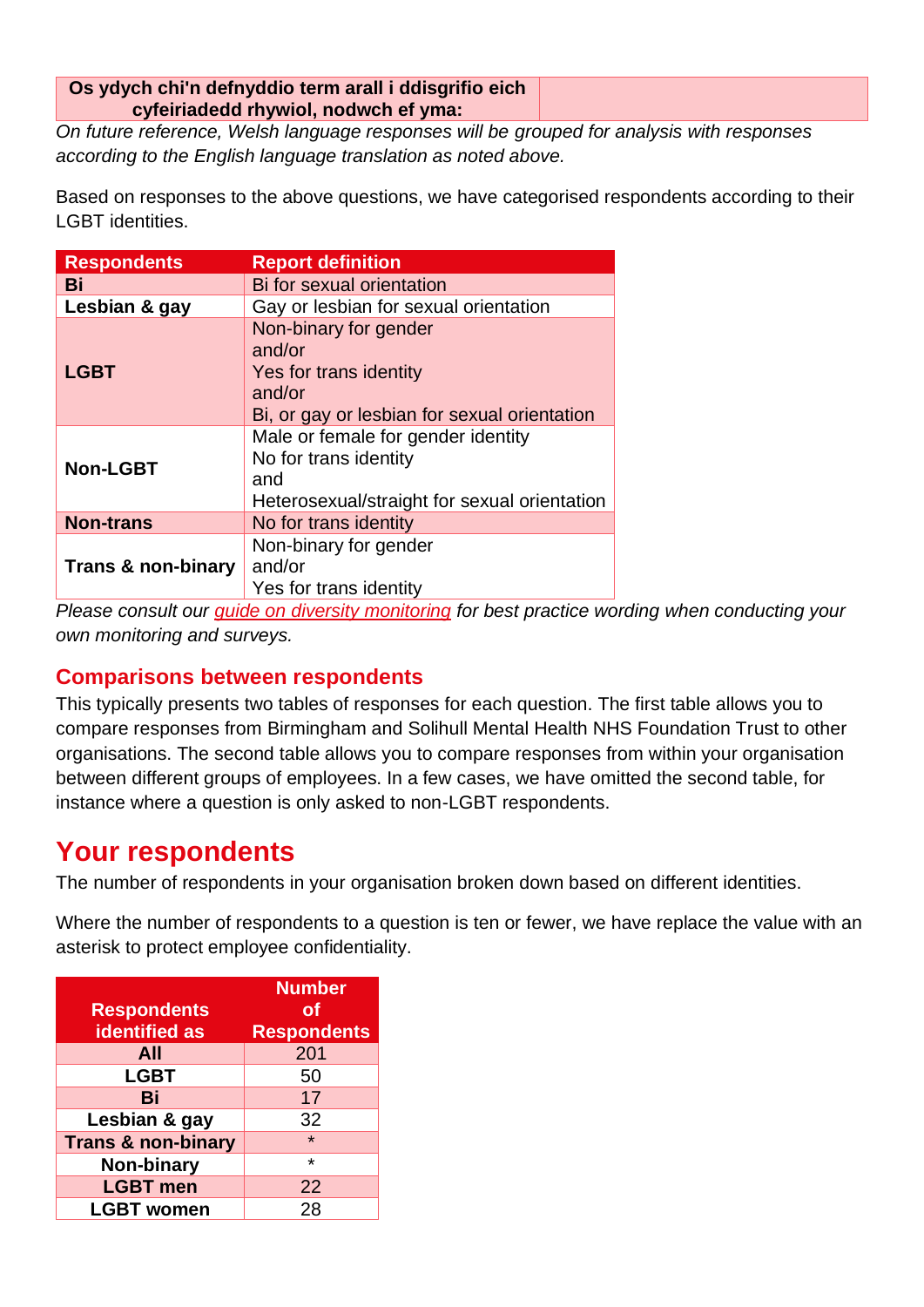| Os ydych chi'n defnyddio term arall i ddisgrifio eich cyfeiriadedd rhywiol, nodwch ef yma: | |
|---|---|

*On future reference, Welsh language responses will be grouped for analysis with responses according to the English language translation as noted above.*

Based on responses to the above questions, we have categorised respondents according to their LGBT identities.

| Respondents | Report definition |
|---|---|
| **Bi** | Bi for sexual orientation |
| **Lesbian & gay** | Gay or lesbian for sexual orientation |
| **LGBT** | Non-binary for gender<br>and/or<br>Yes for trans identity<br>and/or<br>Bi, or gay or lesbian for sexual orientation |
| **Non-LGBT** | Male or female for gender identity<br>No for trans identity<br>and<br>Heterosexual/straight for sexual orientation |
| **Non-trans** | No for trans identity |
| **Trans & non-binary** | Non-binary for gender<br>and/or<br>Yes for trans identity |

*Please consult our guide on diversity monitoring for best practice wording when conducting your own monitoring and surveys.*

## Comparisons between respondents

This typically presents two tables of responses for each question. The first table allows you to compare responses from Birmingham and Solihull Mental Health NHS Foundation Trust to other organisations. The second table allows you to compare responses from within your organisation between different groups of employees. In a few cases, we have omitted the second table, for instance where a question is only asked to non-LGBT respondents.

# Your respondents

The number of respondents in your organisation broken down based on different identities.

Where the number of respondents to a question is ten or fewer, we have replace the value with an asterisk to protect employee confidentiality.

| Respondents identified as | Number of Respondents |
|---|---|
| **All** | 201 |
| **LGBT** | 50 |
| **Bi** | 17 |
| **Lesbian & gay** | 32 |
| **Trans & non-binary** | * |
| **Non-binary** | * |
| **LGBT men** | 22 |
| **LGBT women** | 28 |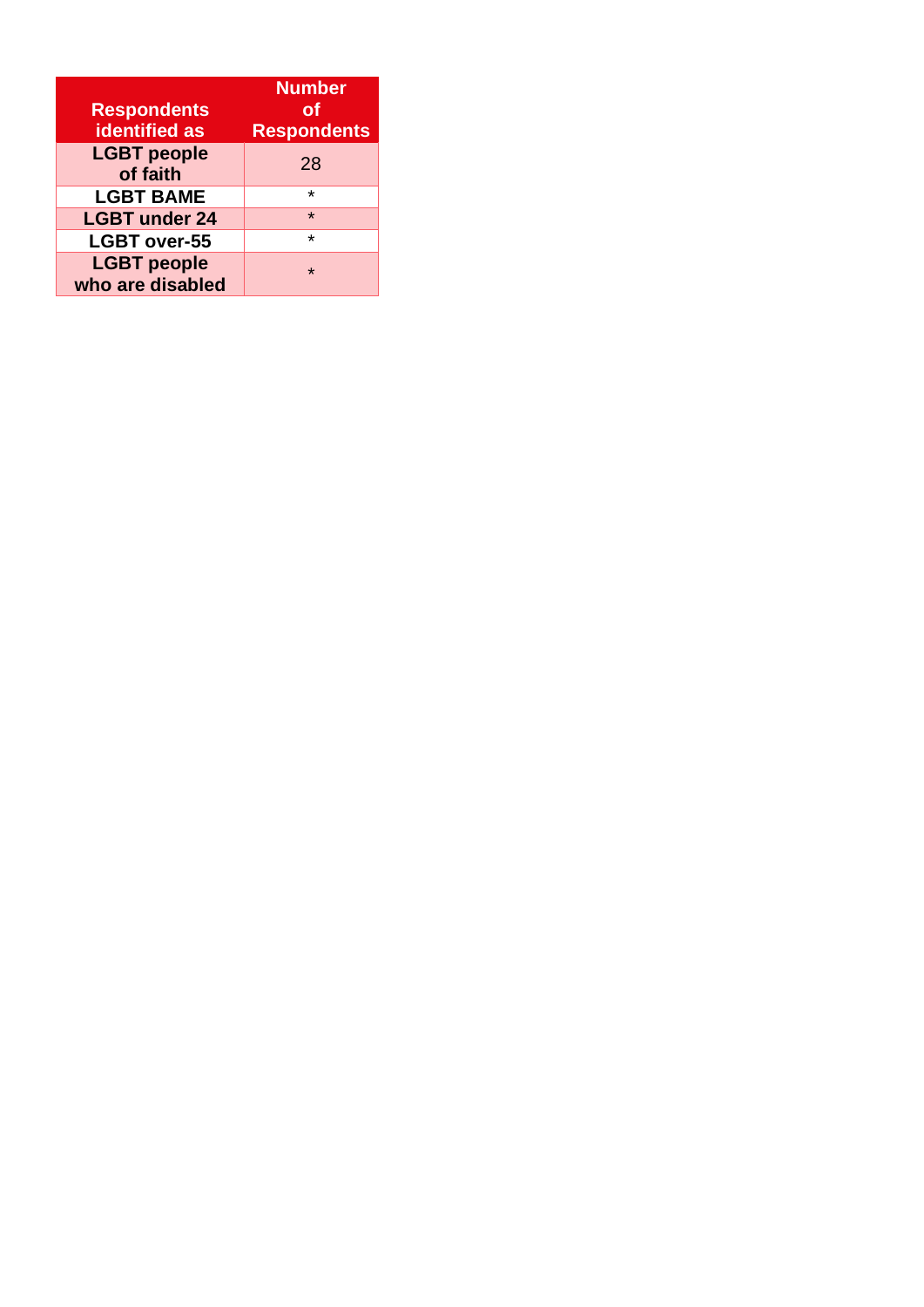| Respondents identified as | Number of Respondents |
| --- | --- |
| **LGBT people of faith** | 28 |
| **LGBT BAME** | * |
| **LGBT under 24** | * |
| **LGBT over-55** | * |
| **LGBT people who are disabled** | * |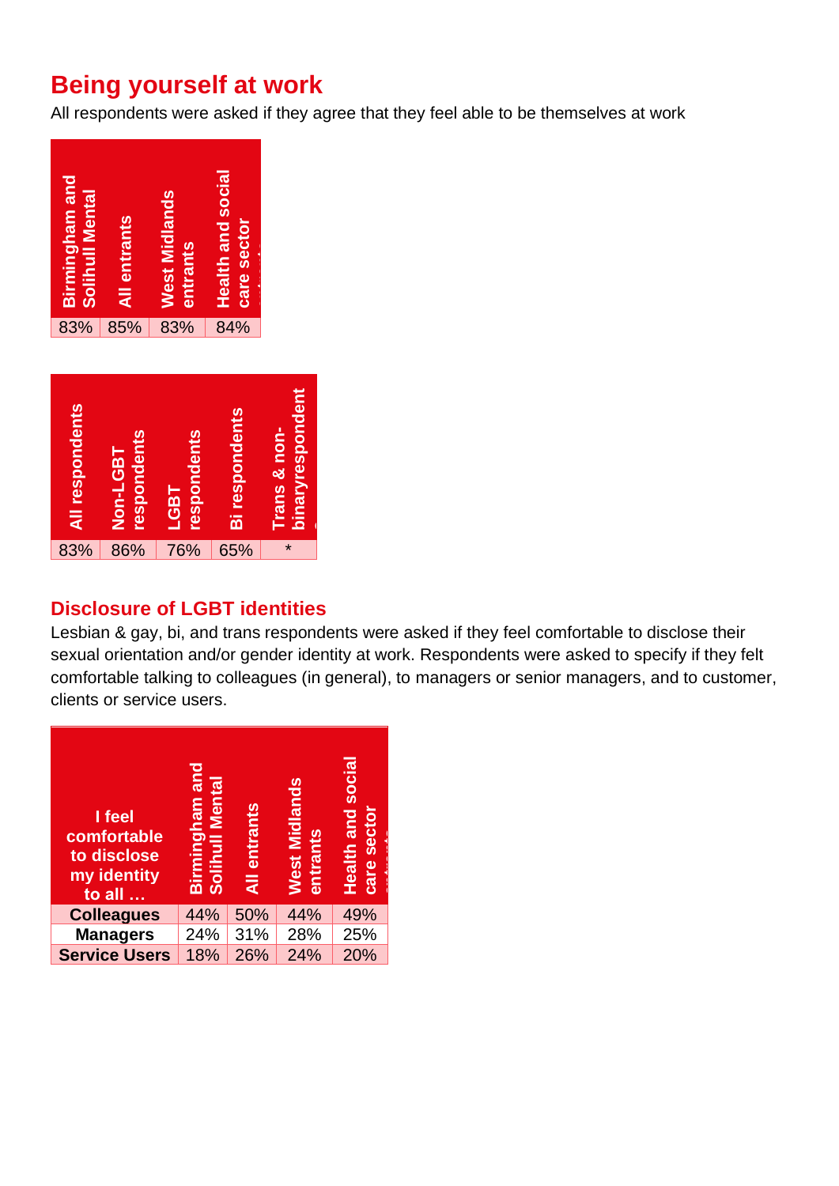## Being yourself at work

All respondents were asked if they agree that they feel able to be themselves at work

| Birmingham and Solihull Mental | All entrants | West Midlands entrants | Health and social care sector |
|---|---|---|---|
| 83% | 85% | 83% | 84% |

| All respondents | Non-LGBT respondents | LGBT respondents | Bi respondents | Trans & non-binaryrespondent |
|---|---|---|---|---|
| 83% | 86% | 76% | 65% | * |

### Disclosure of LGBT identities

Lesbian & gay, bi, and trans respondents were asked if they feel comfortable to disclose their sexual orientation and/or gender identity at work. Respondents were asked to specify if they felt comfortable talking to colleagues (in general), to managers or senior managers, and to customer, clients or service users.

| I feel comfortable to disclose my identity to all … | Birmingham and Solihull Mental | All entrants | West Midlands entrants | Health and social care sector |
|---|---|---|---|---|
| **Colleagues** | 44% | 50% | 44% | 49% |
| **Managers** | 24% | 31% | 28% | 25% |
| **Service Users** | 18% | 26% | 24% | 20% |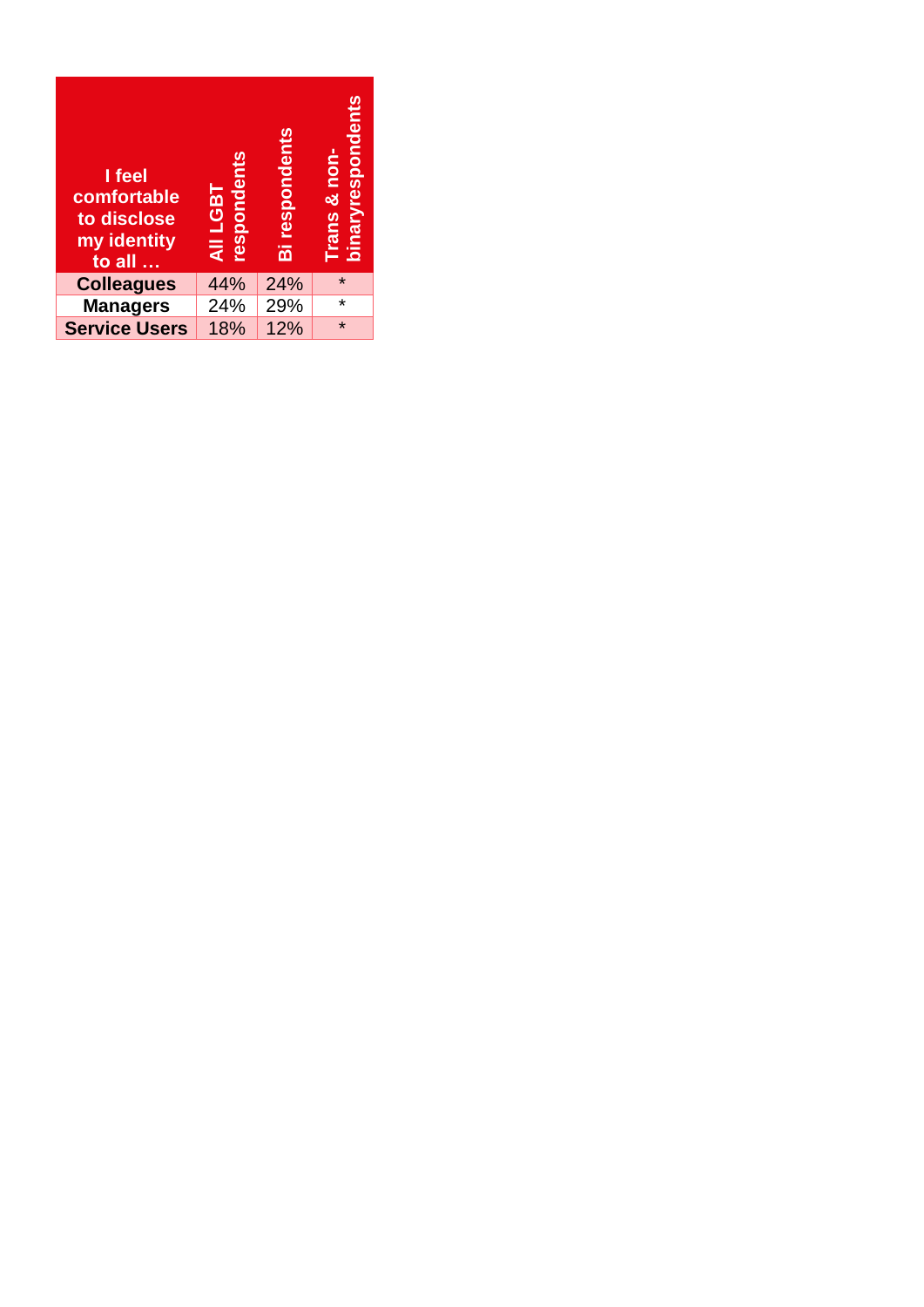| I feel comfortable to disclose my identity to all … | All LGBT respondents | Bi respondents | Trans & non-binaryrespondents |
|---|---|---|---|
| **Colleagues** | 44% | 24% | * |
| **Managers** | 24% | 29% | * |
| **Service Users** | 18% | 12% | * |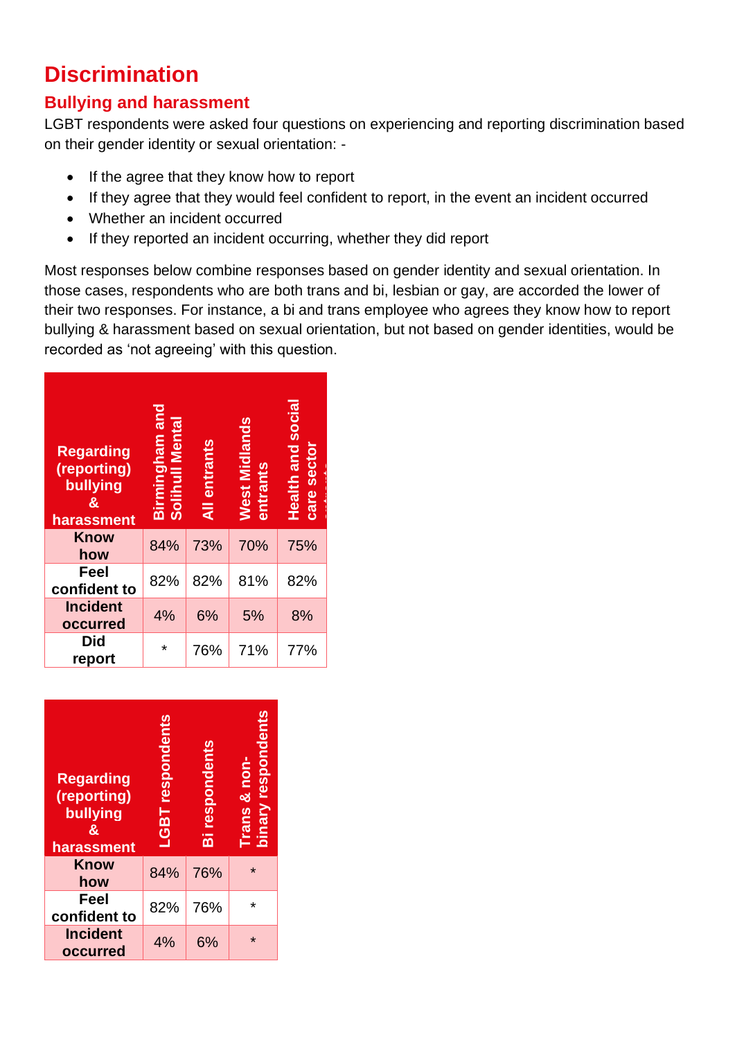# Discrimination

## Bullying and harassment

LGBT respondents were asked four questions on experiencing and reporting discrimination based on their gender identity or sexual orientation: -

- If the agree that they know how to report
- If they agree that they would feel confident to report, in the event an incident occurred
- Whether an incident occurred
- If they reported an incident occurring, whether they did report

Most responses below combine responses based on gender identity and sexual orientation. In those cases, respondents who are both trans and bi, lesbian or gay, are accorded the lower of their two responses. For instance, a bi and trans employee who agrees they know how to report bullying & harassment based on sexual orientation, but not based on gender identities, would be recorded as 'not agreeing' with this question.

| Regarding (reporting) bullying & harassment | Birmingham and Solihull Mental | All entrants | West Midlands entrants | Health and social care sector entrants |
|---|---|---|---|---|
| Know how | 84% | 73% | 70% | 75% |
| Feel confident to | 82% | 82% | 81% | 82% |
| Incident occurred | 4% | 6% | 5% | 8% |
| Did report | * | 76% | 71% | 77% |

| Regarding (reporting) bullying & harassment | LGBT respondents | Bi respondents | Trans & non-binary respondents |
|---|---|---|---|
| Know how | 84% | 76% | * |
| Feel confident to | 82% | 76% | * |
| Incident occurred | 4% | 6% | * |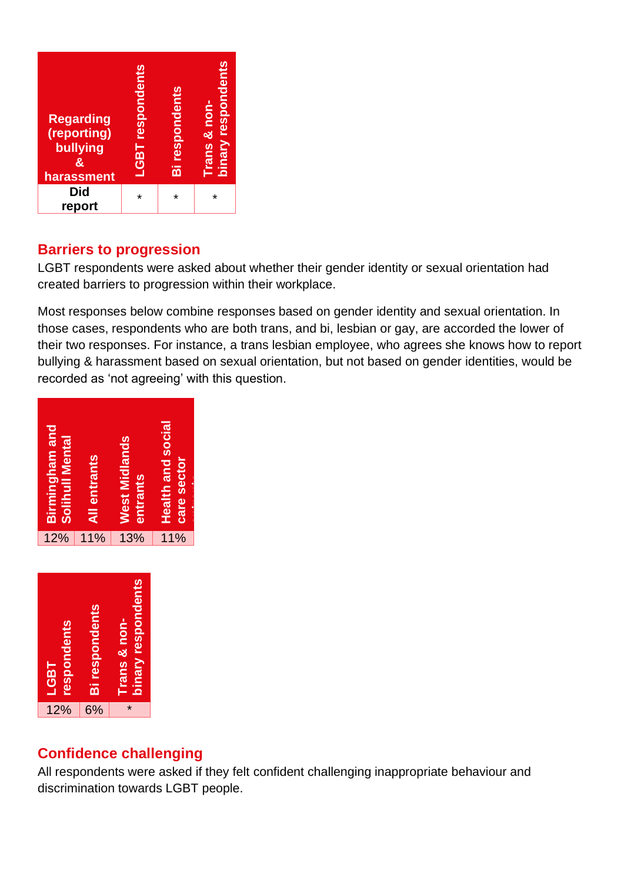| Regarding (reporting) bullying & harassment | LGBT respondents | Bi respondents | Trans & non-binary respondents |
|---|---|---|---|
| Did report | * | * | * |

## Barriers to progression

LGBT respondents were asked about whether their gender identity or sexual orientation had created barriers to progression within their workplace.

Most responses below combine responses based on gender identity and sexual orientation. In those cases, respondents who are both trans, and bi, lesbian or gay, are accorded the lower of their two responses. For instance, a trans lesbian employee, who agrees she knows how to report bullying & harassment based on sexual orientation, but not based on gender identities, would be recorded as 'not agreeing' with this question.

| Birmingham and Solihull Mental | All entrants | West Midlands entrants | Health and social care sector |
|---|---|---|---|
| 12% | 11% | 13% | 11% |

| LGBT respondents | Bi respondents | Trans & non-binary respondents |
|---|---|---|
| 12% | 6% | * |

## Confidence challenging

All respondents were asked if they felt confident challenging inappropriate behaviour and discrimination towards LGBT people.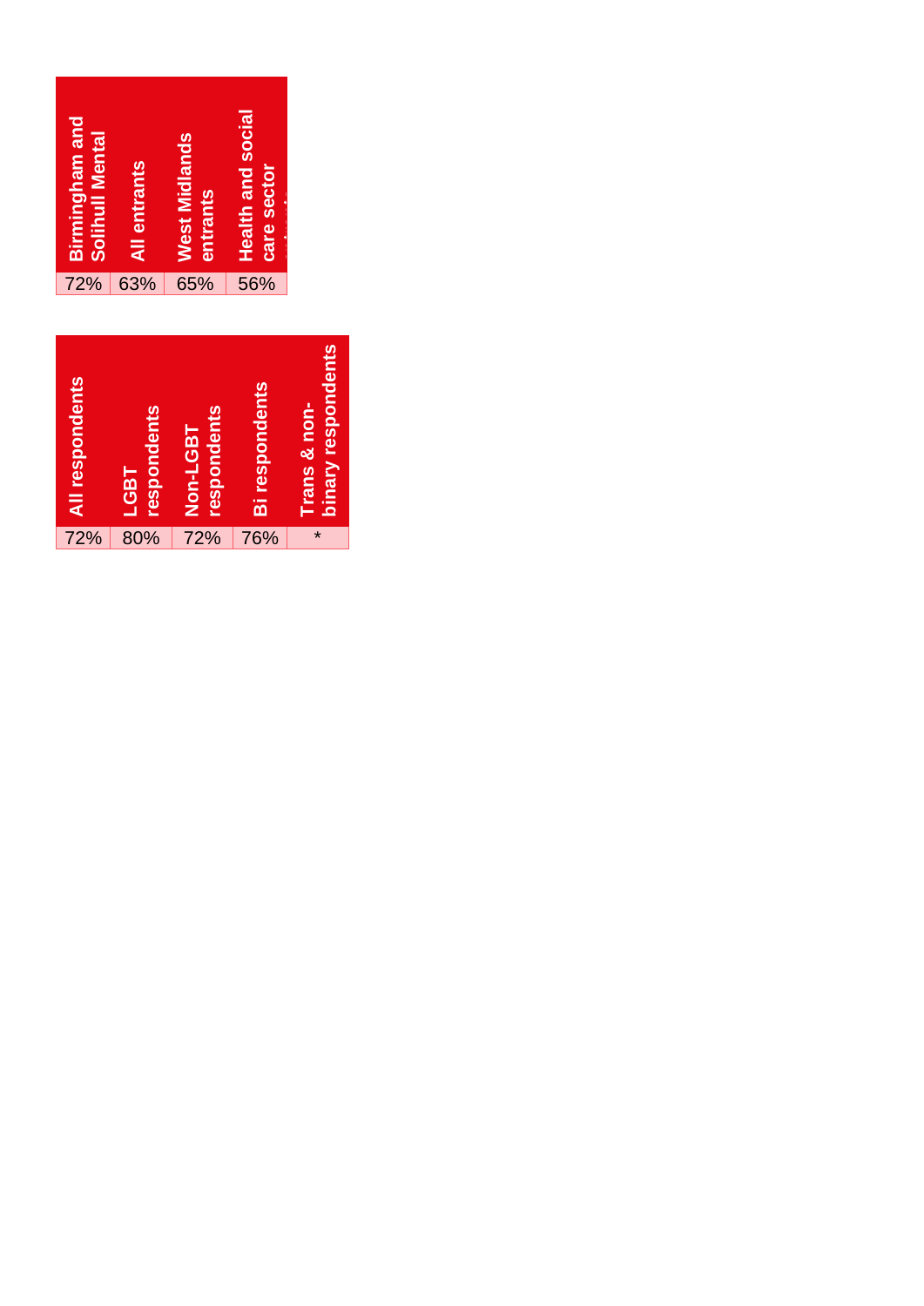| Birmingham and Solihull Mental | All entrants | West Midlands entrants | Health and social care sector |
|---|---|---|---|
| 72% | 63% | 65% | 56% |

| All respondents | LGBT respondents | Non-LGBT respondents | Bi respondents | Trans & non-binary respondents |
|---|---|---|---|---|
| 72% | 80% | 72% | 76% | * |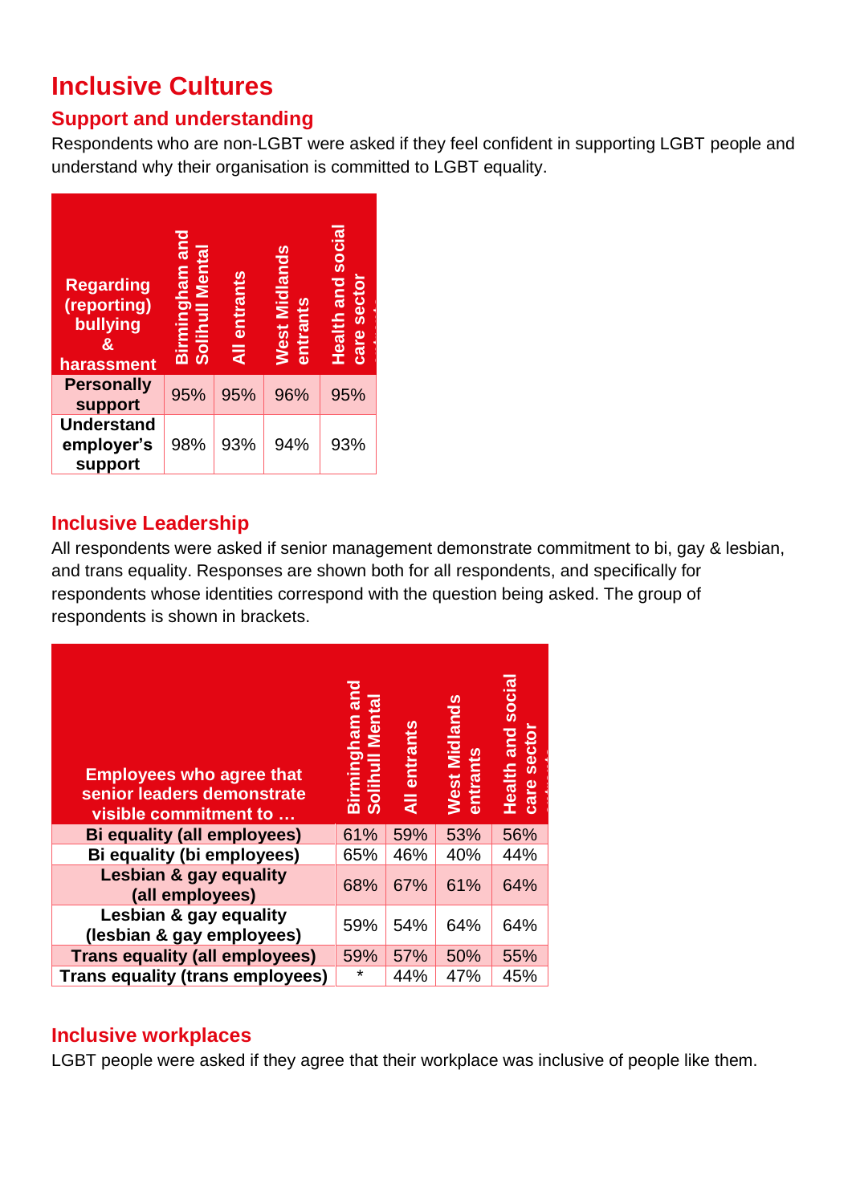# Inclusive Cultures

## Support and understanding

Respondents who are non-LGBT were asked if they feel confident in supporting LGBT people and understand why their organisation is committed to LGBT equality.

| Regarding (reporting) bullying & harassment | Birmingham and Solihull Mental | All entrants | West Midlands entrants | Health and social care sector |
|---|---|---|---|---|
| Personally support | 95% | 95% | 96% | 95% |
| Understand employer's support | 98% | 93% | 94% | 93% |

## Inclusive Leadership

All respondents were asked if senior management demonstrate commitment to bi, gay & lesbian, and trans equality. Responses are shown both for all respondents, and specifically for respondents whose identities correspond with the question being asked. The group of respondents is shown in brackets.

| Employees who agree that senior leaders demonstrate visible commitment to … | Birmingham and Solihull Mental | All entrants | West Midlands entrants | Health and social care sector |
|---|---|---|---|---|
| Bi equality (all employees) | 61% | 59% | 53% | 56% |
| Bi equality (bi employees) | 65% | 46% | 40% | 44% |
| Lesbian & gay equality (all employees) | 68% | 67% | 61% | 64% |
| Lesbian & gay equality (lesbian & gay employees) | 59% | 54% | 64% | 64% |
| Trans equality (all employees) | 59% | 57% | 50% | 55% |
| Trans equality (trans employees) | * | 44% | 47% | 45% |

## Inclusive workplaces

LGBT people were asked if they agree that their workplace was inclusive of people like them.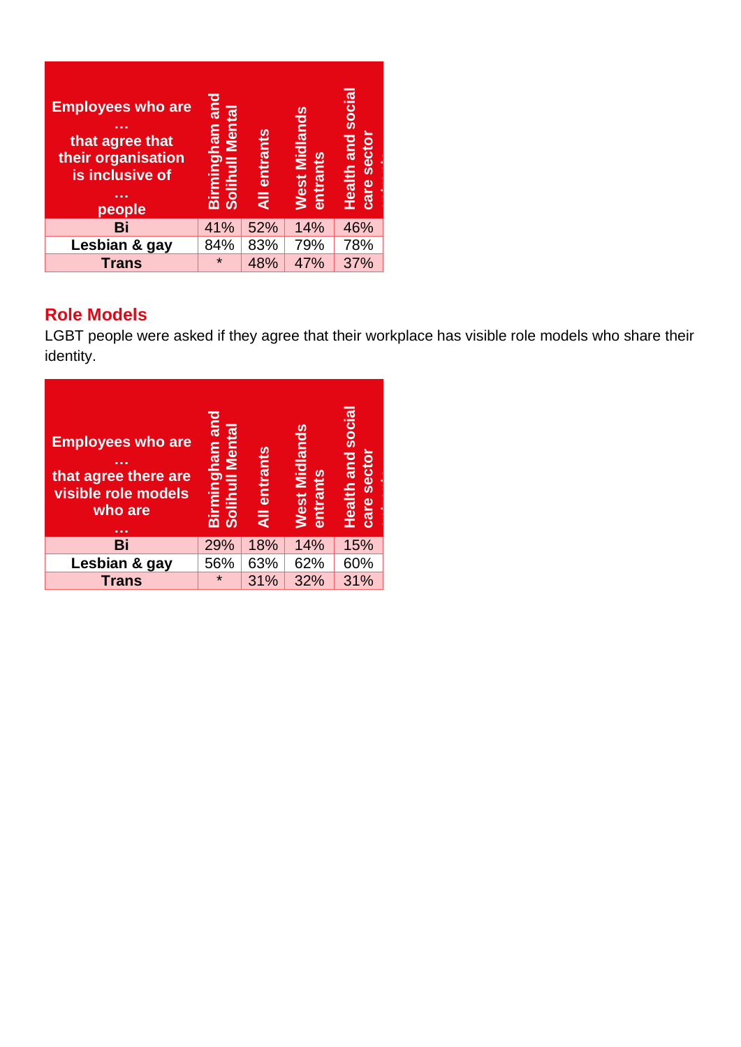| Employees who are … that agree that their organisation is inclusive of … people | Birmingham and Solihull Mental | All entrants | West Midlands entrants | Health and social care sector |
|---|---|---|---|---|
| **Bi** | 41% | 52% | 14% | 46% |
| **Lesbian & gay** | 84% | 83% | 79% | 78% |
| **Trans** | * | 48% | 47% | 37% |

## Role Models

LGBT people were asked if they agree that their workplace has visible role models who share their identity.

| Employees who are … that agree there are visible role models who are … | Birmingham and Solihull Mental | All entrants | West Midlands entrants | Health and social care sector |
|---|---|---|---|---|
| **Bi** | 29% | 18% | 14% | 15% |
| **Lesbian & gay** | 56% | 63% | 62% | 60% |
| **Trans** | * | 31% | 32% | 31% |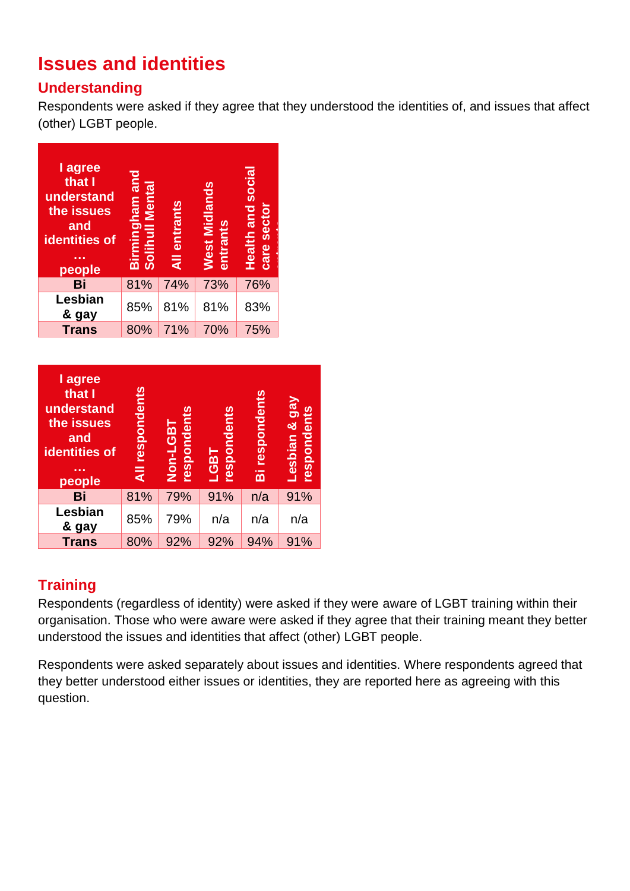# Issues and identities

## Understanding

Respondents were asked if they agree that they understood the identities of, and issues that affect (other) LGBT people.

| I agree that I understand the issues and identities of … people | Birmingham and Solihull Mental | All entrants | West Midlands entrants | Health and social care sector |
|---|---|---|---|---|
| Bi | 81% | 74% | 73% | 76% |
| Lesbian & gay | 85% | 81% | 81% | 83% |
| Trans | 80% | 71% | 70% | 75% |

| I agree that I understand the issues and identities of … people | All respondents | Non-LGBT respondents | LGBT respondents | Bi respondents | Lesbian & gay respondents |
|---|---|---|---|---|---|
| Bi | 81% | 79% | 91% | n/a | 91% |
| Lesbian & gay | 85% | 79% | n/a | n/a | n/a |
| Trans | 80% | 92% | 92% | 94% | 91% |

## Training

Respondents (regardless of identity) were asked if they were aware of LGBT training within their organisation. Those who were aware were asked if they agree that their training meant they better understood the issues and identities that affect (other) LGBT people.

Respondents were asked separately about issues and identities. Where respondents agreed that they better understood either issues or identities, they are reported here as agreeing with this question.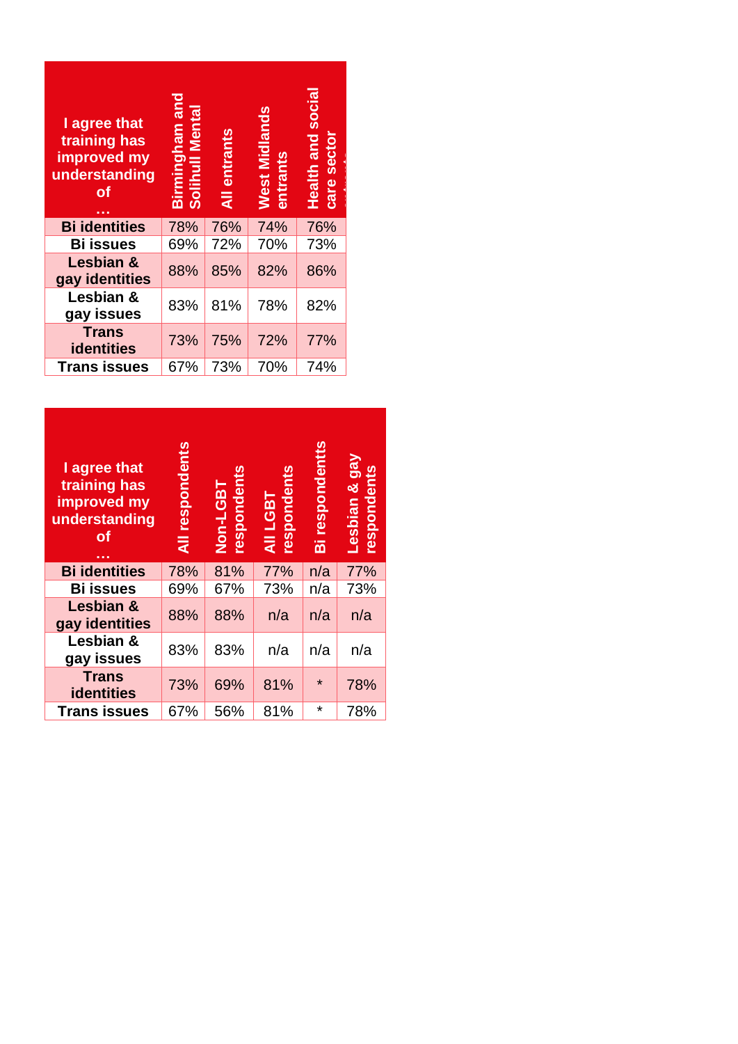| I agree that training has improved my understanding of … | Birmingham and Solihull Mental | All entrants | West Midlands entrants | Health and social care sector |
|---|---|---|---|---|
| Bi identities | 78% | 76% | 74% | 76% |
| Bi issues | 69% | 72% | 70% | 73% |
| Lesbian & gay identities | 88% | 85% | 82% | 86% |
| Lesbian & gay issues | 83% | 81% | 78% | 82% |
| Trans identities | 73% | 75% | 72% | 77% |
| Trans issues | 67% | 73% | 70% | 74% |

| I agree that training has improved my understanding of … | All respondents | Non-LGBT respondents | All LGBT respondents | Bi respondentts | Lesbian & gay respondents |
|---|---|---|---|---|---|
| Bi identities | 78% | 81% | 77% | n/a | 77% |
| Bi issues | 69% | 67% | 73% | n/a | 73% |
| Lesbian & gay identities | 88% | 88% | n/a | n/a | n/a |
| Lesbian & gay issues | 83% | 83% | n/a | n/a | n/a |
| Trans identities | 73% | 69% | 81% | * | 78% |
| Trans issues | 67% | 56% | 81% | * | 78% |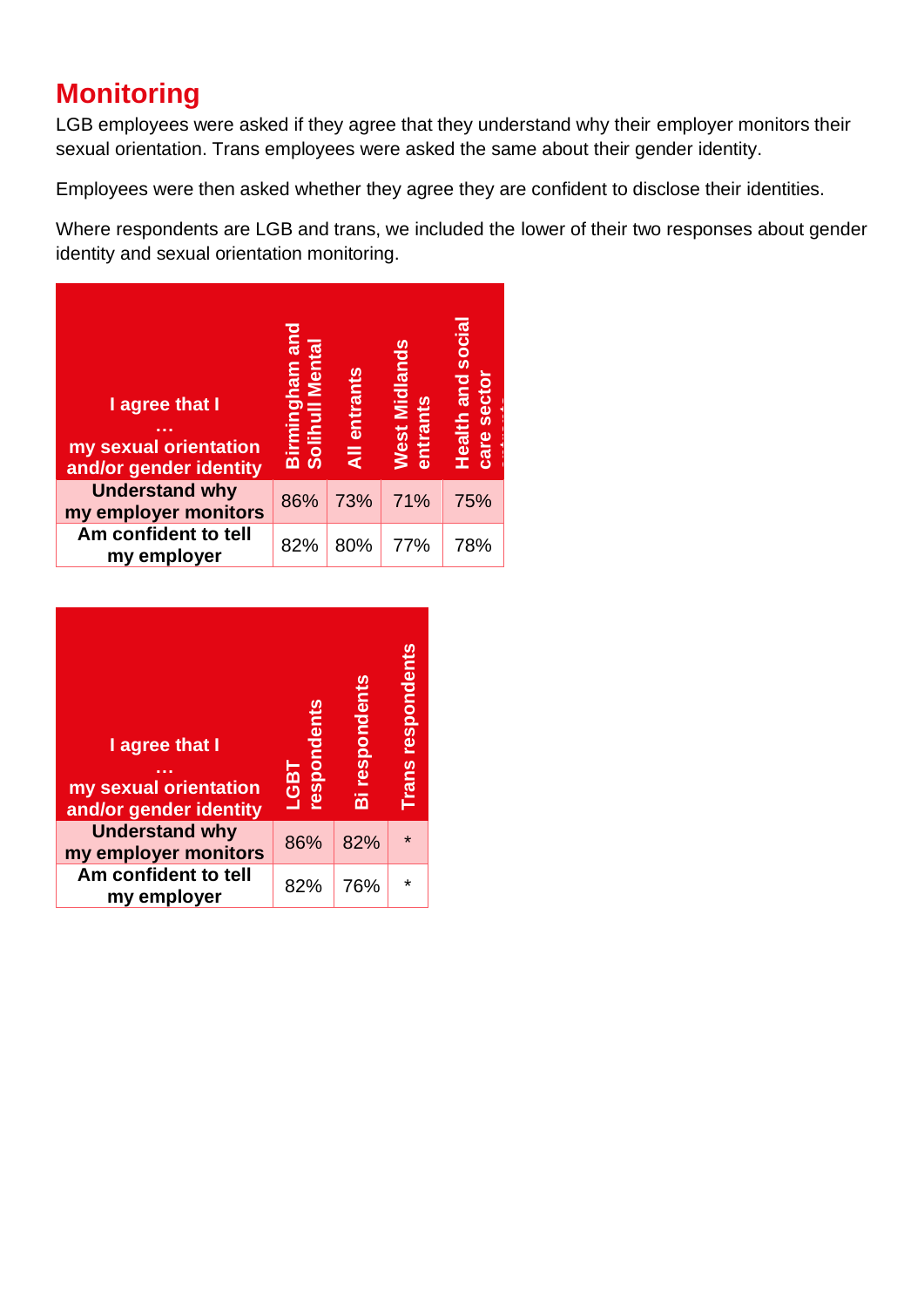## Monitoring

LGB employees were asked if they agree that they understand why their employer monitors their sexual orientation. Trans employees were asked the same about their gender identity.

Employees were then asked whether they agree they are confident to disclose their identities.

Where respondents are LGB and trans, we included the lower of their two responses about gender identity and sexual orientation monitoring.

| I agree that I … my sexual orientation and/or gender identity | Birmingham and Solihull Mental | All entrants | West Midlands entrants | Health and social care sector |
|---|---|---|---|---|
| Understand why my employer monitors | 86% | 73% | 71% | 75% |
| Am confident to tell my employer | 82% | 80% | 77% | 78% |

| I agree that I … my sexual orientation and/or gender identity | LGBT respondents | Bi respondents | Trans respondents |
|---|---|---|---|
| Understand why my employer monitors | 86% | 82% | * |
| Am confident to tell my employer | 82% | 76% | * |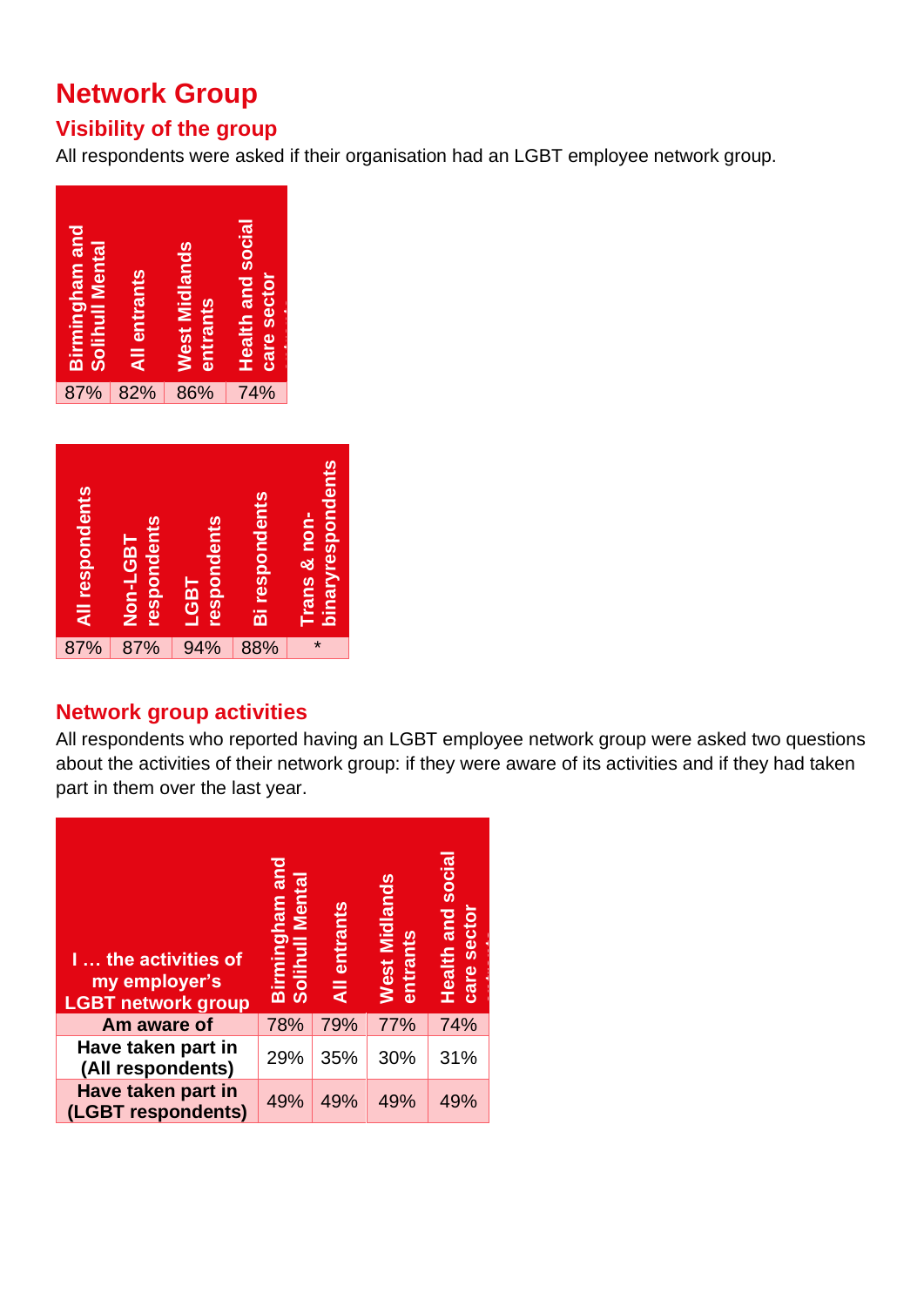# Network Group

## Visibility of the group

All respondents were asked if their organisation had an LGBT employee network group.

| Birmingham and Solihull Mental | All entrants | West Midlands entrants | Health and social care sector |
|---|---|---|---|
| 87% | 82% | 86% | 74% |

| All respondents | Non-LGBT respondents | LGBT respondents | Bi respondents | Trans & non-binaryrespondents |
|---|---|---|---|---|
| 87% | 87% | 94% | 88% | * |

## Network group activities

All respondents who reported having an LGBT employee network group were asked two questions about the activities of their network group: if they were aware of its activities and if they had taken part in them over the last year.

| I … the activities of my employer's LGBT network group | Birmingham and Solihull Mental | All entrants | West Midlands entrants | Health and social care sector |
|---|---|---|---|---|
| Am aware of | 78% | 79% | 77% | 74% |
| Have taken part in (All respondents) | 29% | 35% | 30% | 31% |
| Have taken part in (LGBT respondents) | 49% | 49% | 49% | 49% |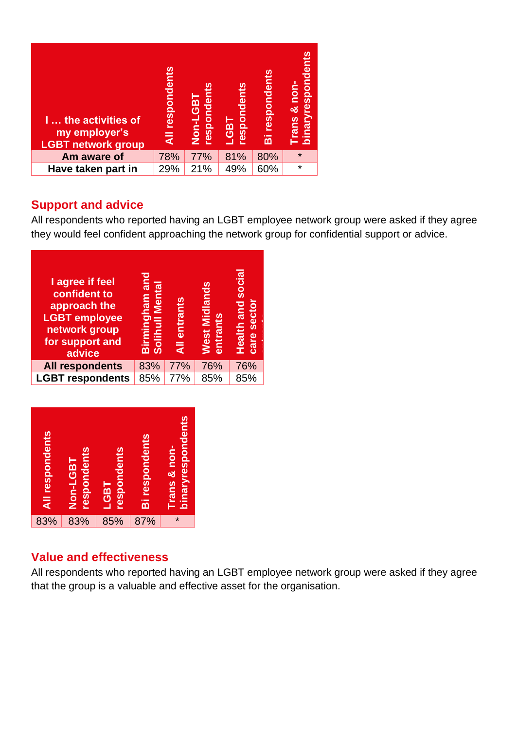| I … the activities of my employer's LGBT network group | All respondents | Non-LGBT respondents | LGBT respondents | Bi respondents | Trans & non-binaryrespondents |
|---|---|---|---|---|---|
| Am aware of | 78% | 77% | 81% | 80% | * |
| Have taken part in | 29% | 21% | 49% | 60% | * |

## Support and advice

All respondents who reported having an LGBT employee network group were asked if they agree they would feel confident approaching the network group for confidential support or advice.

| I agree if feel confident to approach the LGBT employee network group for support and advice | Birmingham and Solihull Mental | All entrants | West Midlands entrants | Health and social care sector |
|---|---|---|---|---|
| All respondents | 83% | 77% | 76% | 76% |
| LGBT respondents | 85% | 77% | 85% | 85% |

| All respondents | Non-LGBT respondents | LGBT respondents | Bi respondents | Trans & non-binaryrespondents |
|---|---|---|---|---|
| 83% | 83% | 85% | 87% | * |

## Value and effectiveness

All respondents who reported having an LGBT employee network group were asked if they agree that the group is a valuable and effective asset for the organisation.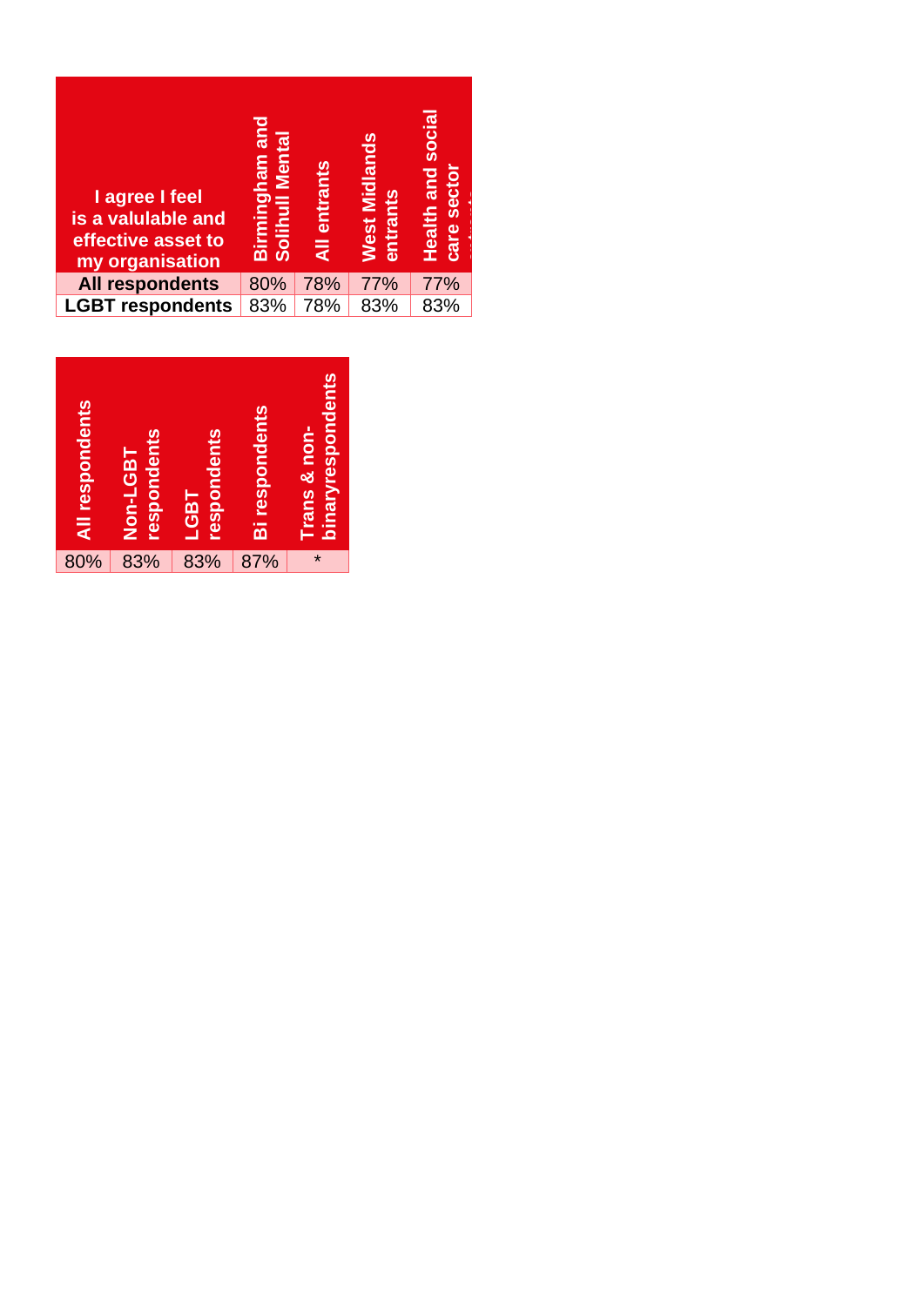| I agree I feel is a valulable and effective asset to my organisation | Birmingham and Solihull Mental | All entrants | West Midlands entrants | Health and social care sector |
|---|---|---|---|---|
| **All respondents** | 80% | 78% | 77% | 77% |
| **LGBT respondents** | 83% | 78% | 83% | 83% |

| All respondents | Non-LGBT respondents | LGBT respondents | Bi respondents | Trans & non-binaryrespondents |
|---|---|---|---|---|
| 80% | 83% | 83% | 87% | * |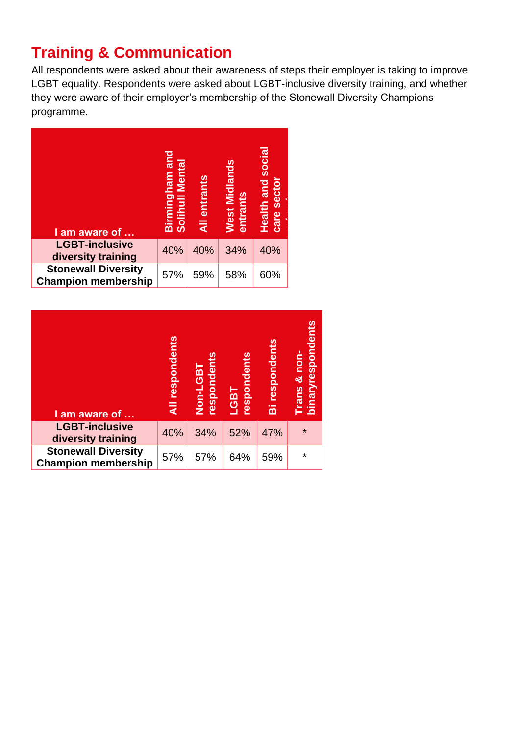## Training & Communication

All respondents were asked about their awareness of steps their employer is taking to improve LGBT equality. Respondents were asked about LGBT-inclusive diversity training, and whether they were aware of their employer's membership of the Stonewall Diversity Champions programme.

| I am aware of … | Birmingham and Solihull Mental | All entrants | West Midlands entrants | Health and social care sector entrants |
|---|---|---|---|---|
| LGBT-inclusive diversity training | 40% | 40% | 34% | 40% |
| Stonewall Diversity Champion membership | 57% | 59% | 58% | 60% |

| I am aware of … | All respondents | Non-LGBT respondents | LGBT respondents | Bi respondents | Trans & non-binaryrespondents |
|---|---|---|---|---|---|
| LGBT-inclusive diversity training | 40% | 34% | 52% | 47% | * |
| Stonewall Diversity Champion membership | 57% | 57% | 64% | 59% | * |